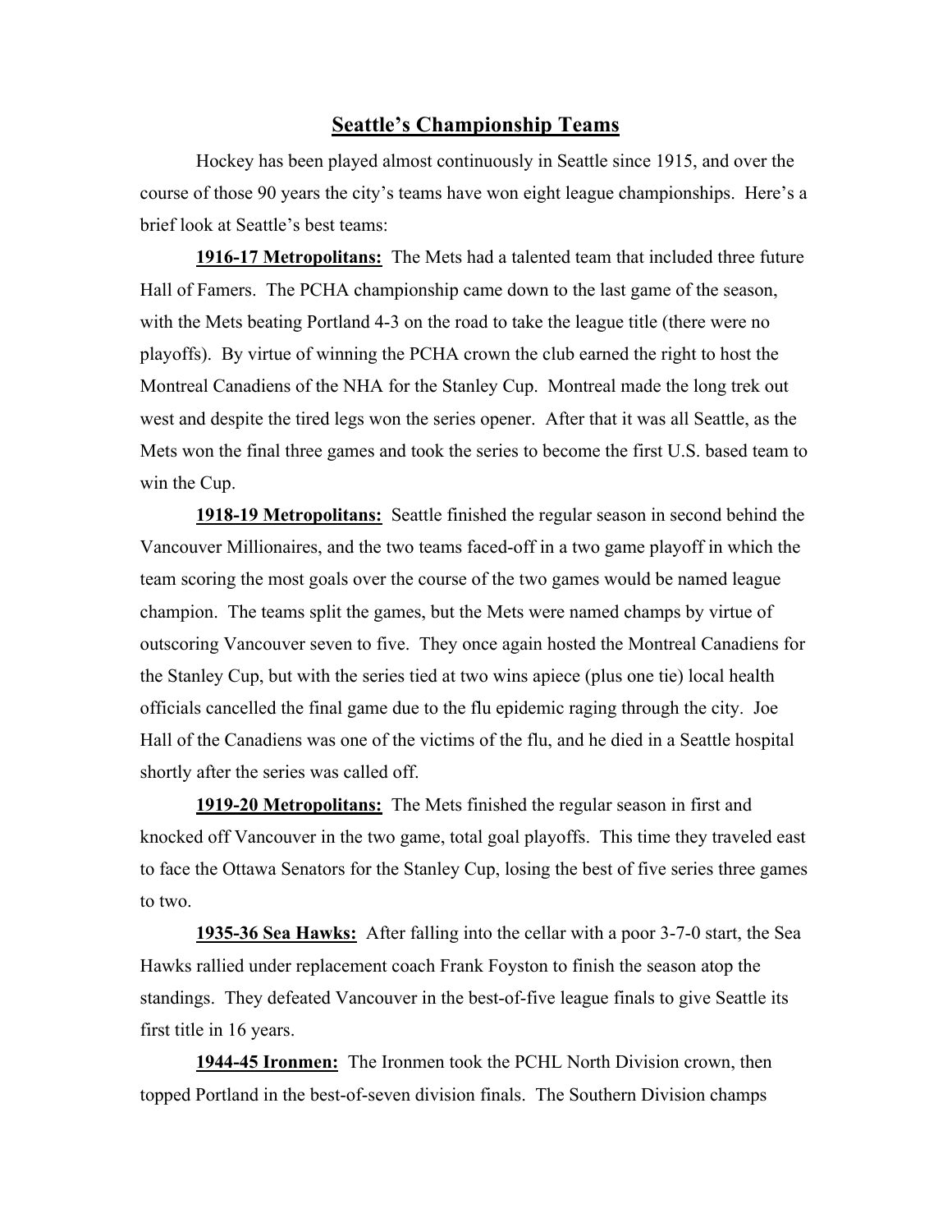# Seattle's Championship Teams

Hockey has been played almost continuously in Seattle since 1915, and over the course of those 90 years the city's teams have won eight league championships. Here's a brief look at Seattle's best teams:

**1916-17 Metropolitans:** The Mets had a talented team that included three future Hall of Famers. The PCHA championship came down to the last game of the season, with the Mets beating Portland 4-3 on the road to take the league title (there were no playoffs). By virtue of winning the PCHA crown the club earned the right to host the Montreal Canadiens of the NHA for the Stanley Cup. Montreal made the long trek out west and despite the tired legs won the series opener. After that it was all Seattle, as the Mets won the final three games and took the series to become the first U.S. based team to win the Cup.

**1918-19 Metropolitans:** Seattle finished the regular season in second behind the Vancouver Millionaires, and the two teams faced-off in a two game playoff in which the team scoring the most goals over the course of the two games would be named league champion. The teams split the games, but the Mets were named champs by virtue of outscoring Vancouver seven to five. They once again hosted the Montreal Canadiens for the Stanley Cup, but with the series tied at two wins apiece (plus one tie) local health officials cancelled the final game due to the flu epidemic raging through the city. Joe Hall of the Canadiens was one of the victims of the flu, and he died in a Seattle hospital shortly after the series was called off.

**1919-20 Metropolitans:** The Mets finished the regular season in first and knocked off Vancouver in the two game, total goal playoffs. This time they traveled east to face the Ottawa Senators for the Stanley Cup, losing the best of five series three games to two.

**1935-36 Sea Hawks:** After falling into the cellar with a poor 3-7-0 start, the Sea Hawks rallied under replacement coach Frank Foyston to finish the season atop the standings. They defeated Vancouver in the best-of-five league finals to give Seattle its first title in 16 years.

**1944-45 Ironmen:** The Ironmen took the PCHL North Division crown, then topped Portland in the best-of-seven division finals. The Southern Division champs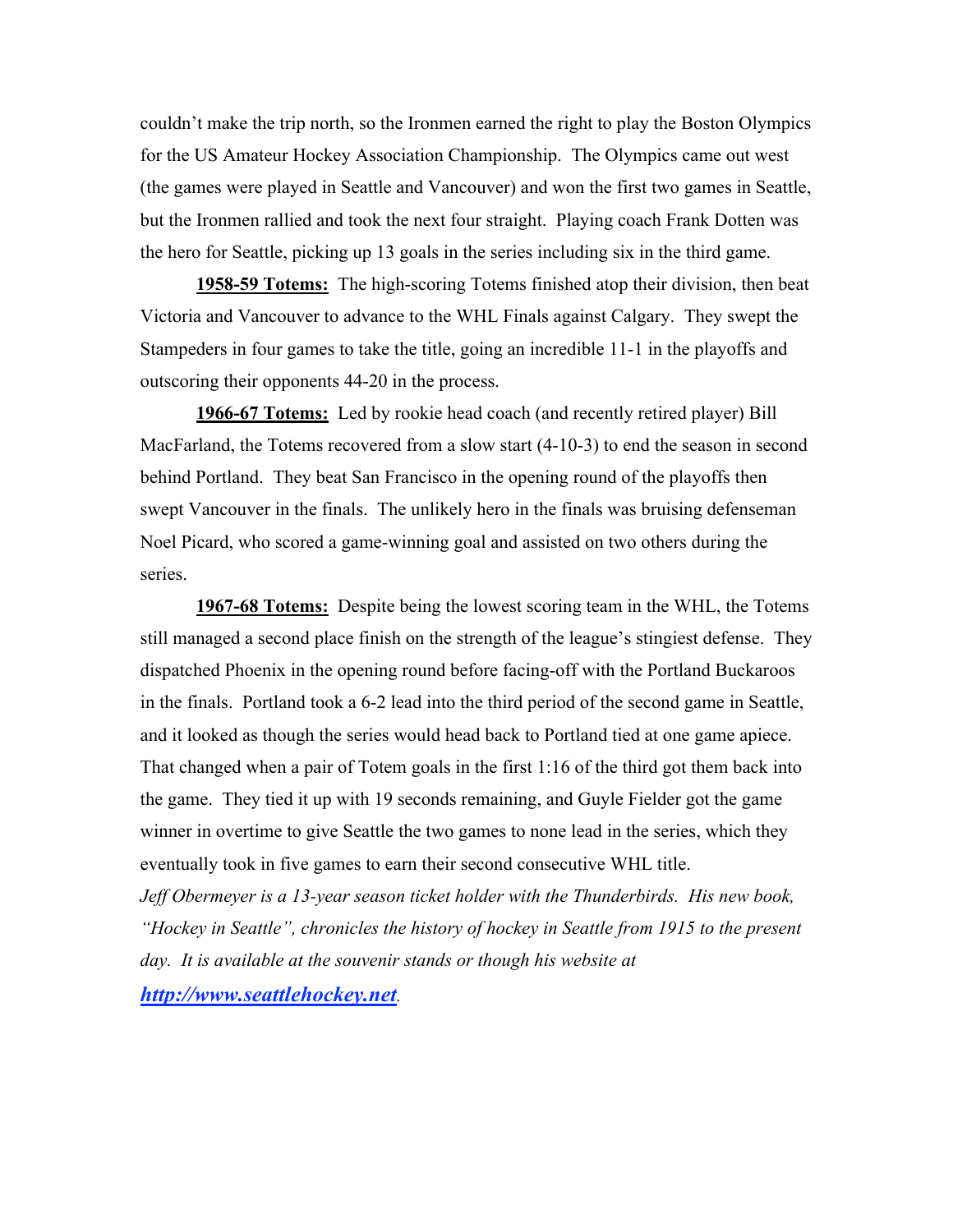couldn't make the trip north, so the Ironmen earned the right to play the Boston Olympics for the US Amateur Hockey Association Championship. The Olympics came out west (the games were played in Seattle and Vancouver) and won the first two games in Seattle, but the Ironmen rallied and took the next four straight. Playing coach Frank Dotten was the hero for Seattle, picking up 13 goals in the series including six in the third game.

**1958-59 Totems:** The high-scoring Totems finished atop their division, then beat Victoria and Vancouver to advance to the WHL Finals against Calgary. They swept the Stampeders in four games to take the title, going an incredible 11-1 in the playoffs and outscoring their opponents 44-20 in the process.

**1966-67 Totems:** Led by rookie head coach (and recently retired player) Bill MacFarland, the Totems recovered from a slow start (4-10-3) to end the season in second behind Portland. They beat San Francisco in the opening round of the playoffs then swept Vancouver in the finals. The unlikely hero in the finals was bruising defenseman Noel Picard, who scored a game-winning goal and assisted on two others during the series.

**1967-68 Totems:** Despite being the lowest scoring team in the WHL, the Totems still managed a second place finish on the strength of the league's stingiest defense. They dispatched Phoenix in the opening round before facing-off with the Portland Buckaroos in the finals. Portland took a 6-2 lead into the third period of the second game in Seattle, and it looked as though the series would head back to Portland tied at one game apiece. That changed when a pair of Totem goals in the first 1:16 of the third got them back into the game. They tied it up with 19 seconds remaining, and Guyle Fielder got the game winner in overtime to give Seattle the two games to none lead in the series, which they eventually took in five games to earn their second consecutive WHL title.

*Jeff Obermeyer is a 13-year season ticket holder with the Thunderbirds. His new book, "Hockey in Seattle", chronicles the history of hockey in Seattle from 1915 to the present day. It is available at the souvenir stands or though his website at* ***http://www.seattlehockey.net****.*